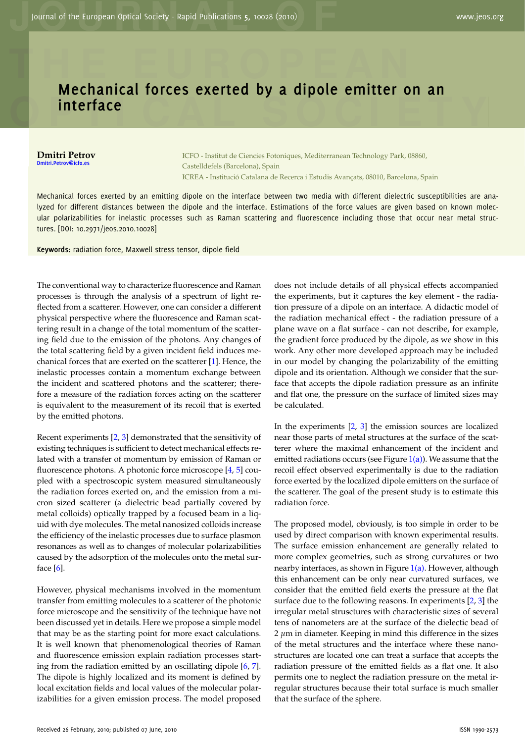# Mechanical forces exerted by a dipole emitter on an interface

**Dmitri Petrov**
Dmitri.Petrov@icfo.es

ICFO - Institut de Ciencies Fotoniques, Mediterranean Technology Park, 08860, Castelldefels (Barcelona), Spain
ICREA - Institució Catalana de Recerca i Estudis Avançats, 08010, Barcelona, Spain

Mechanical forces exerted by an emitting dipole on the interface between two media with different dielectric susceptibilities are analyzed for different distances between the dipole and the interface. Estimations of the force values are given based on known molecular polarizabilities for inelastic processes such as Raman scattering and fluorescence including those that occur near metal structures. [DOI: 10.2971/jeos.2010.10028]

**Keywords:** radiation force, Maxwell stress tensor, dipole field

The conventional way to characterize fluorescence and Raman processes is through the analysis of a spectrum of light reflected from a scatterer. However, one can consider a different physical perspective where the fluorescence and Raman scattering result in a change of the total momentum of the scattering field due to the emission of the photons. Any changes of the total scattering field by a given incident field induces mechanical forces that are exerted on the scatterer [1]. Hence, the inelastic processes contain a momentum exchange between the incident and scattered photons and the scatterer; therefore a measure of the radiation forces acting on the scatterer is equivalent to the measurement of its recoil that is exerted by the emitted photons.

Recent experiments [2, 3] demonstrated that the sensitivity of existing techniques is sufficient to detect mechanical effects related with a transfer of momentum by emission of Raman or fluorescence photons. A photonic force microscope [4, 5] coupled with a spectroscopic system measured simultaneously the radiation forces exerted on, and the emission from a micron sized scatterer (a dielectric bead partially covered by metal colloids) optically trapped by a focused beam in a liquid with dye molecules. The metal nanosized colloids increase the efficiency of the inelastic processes due to surface plasmon resonances as well as to changes of molecular polarizabilities caused by the adsorption of the molecules onto the metal surface [6].

However, physical mechanisms involved in the momentum transfer from emitting molecules to a scatterer of the photonic force microscope and the sensitivity of the technique have not been discussed yet in details. Here we propose a simple model that may be as the starting point for more exact calculations. It is well known that phenomenological theories of Raman and fluorescence emission explain radiation processes starting from the radiation emitted by an oscillating dipole [6, 7]. The dipole is highly localized and its moment is defined by local excitation fields and local values of the molecular polarizabilities for a given emission process. The model proposed does not include details of all physical effects accompanied the experiments, but it captures the key element - the radiation pressure of a dipole on an interface. A didactic model of the radiation mechanical effect - the radiation pressure of a plane wave on a flat surface - can not describe, for example, the gradient force produced by the dipole, as we show in this work. Any other more developed approach may be included in our model by changing the polarizability of the emitting dipole and its orientation. Although we consider that the surface that accepts the dipole radiation pressure as an infinite and flat one, the pressure on the surface of limited sizes may be calculated.

In the experiments [2, 3] the emission sources are localized near those parts of metal structures at the surface of the scatterer where the maximal enhancement of the incident and emitted radiations occurs (see Figure 1(a)). We assume that the recoil effect observed experimentally is due to the radiation force exerted by the localized dipole emitters on the surface of the scatterer. The goal of the present study is to estimate this radiation force.

The proposed model, obviously, is too simple in order to be used by direct comparison with known experimental results. The surface emission enhancement are generally related to more complex geometries, such as strong curvatures or two nearby interfaces, as shown in Figure 1(a). However, although this enhancement can be only near curvatured surfaces, we consider that the emitted field exerts the pressure at the flat surface due to the following reasons. In experiments [2, 3] the irregular metal strustures with characteristic sizes of several tens of nanometers are at the surface of the dielectric bead of 2 $\mu$m in diameter. Keeping in mind this difference in the sizes of the metal structures and the interface where these nanostructures are located one can treat a surface that accepts the radiation pressure of the emitted fields as a flat one. It also permits one to neglect the radiation pressure on the metal irregular structures because their total surface is much smaller that the surface of the sphere.

Received 26 February, 2010; published 07 June, 2010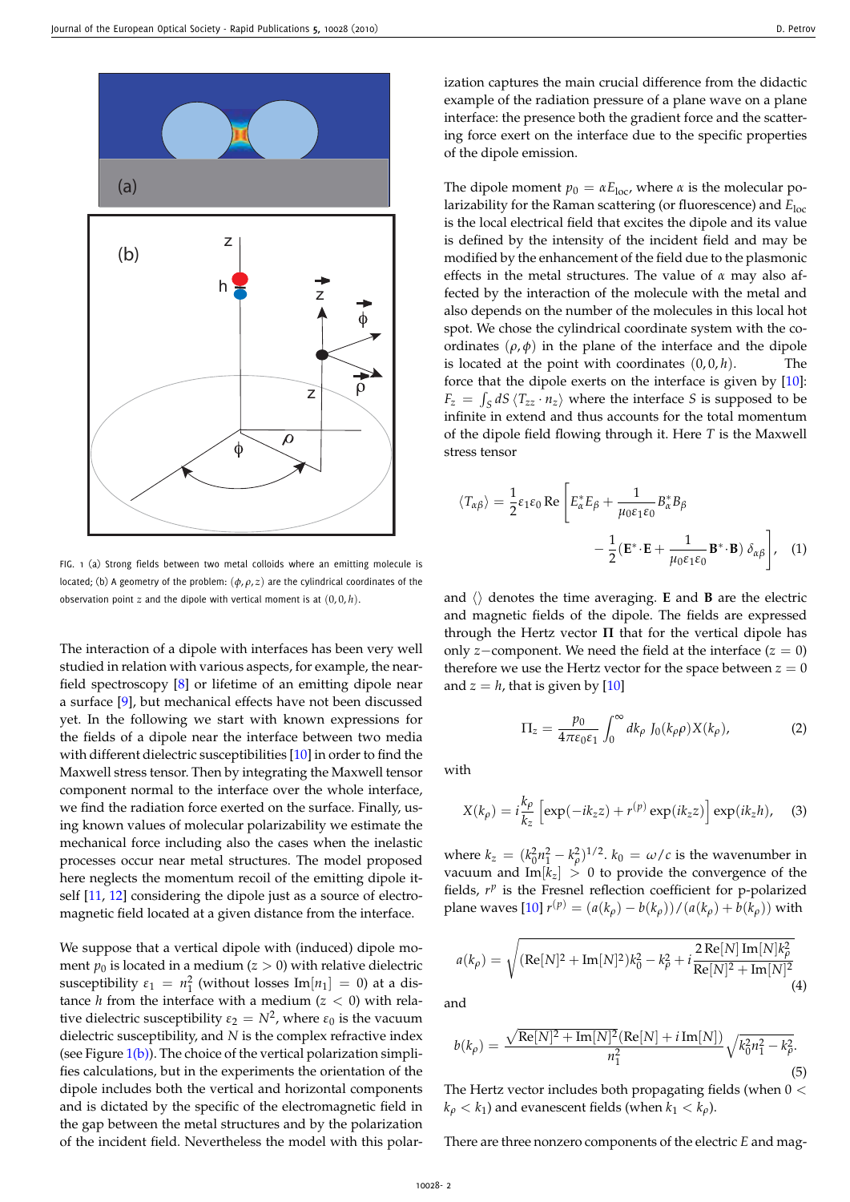FIG. 1 (a) Strong fields between two metal colloids where an emitting molecule is located; (b) A geometry of the problem: $(\phi, \rho, z)$ are the cylindrical coordinates of the observation point $z$ and the dipole with vertical moment is at $(0, 0, h)$.

The interaction of a dipole with interfaces has been very well studied in relation with various aspects, for example, the near-field spectroscopy [8] or lifetime of an emitting dipole near a surface [9], but mechanical effects have not been discussed yet. In the following we start with known expressions for the fields of a dipole near the interface between two media with different dielectric susceptibilities [10] in order to find the Maxwell stress tensor. Then by integrating the Maxwell tensor component normal to the interface over the whole interface, we find the radiation force exerted on the surface. Finally, using known values of molecular polarizability we estimate the mechanical force including also the cases when the inelastic processes occur near metal structures. The model proposed here neglects the momentum recoil of the emitting dipole itself [11, 12] considering the dipole just as a source of electromagnetic field located at a given distance from the interface.

We suppose that a vertical dipole with (induced) dipole moment $p_0$ is located in a medium ($z > 0$) with relative dielectric susceptibility $\varepsilon_1 = n_1^2$ (without losses $\mathrm{Im}[n_1] = 0$) at a distance $h$ from the interface with a medium ($z < 0$) with relative dielectric susceptibility $\varepsilon_2 = N^2$, where $\varepsilon_0$ is the vacuum dielectric susceptibility, and $N$ is the complex refractive index (see Figure 1(b)). The choice of the vertical polarization simplifies calculations, but in the experiments the orientation of the dipole includes both the vertical and horizontal components and is dictated by the specific of the electromagnetic field in the gap between the metal structures and by the polarization of the incident field. Nevertheless the model with this polarization captures the main crucial difference from the didactic example of the radiation pressure of a plane wave on a plane interface: the presence both the gradient force and the scattering force exert on the interface due to the specific properties of the dipole emission.

The dipole moment $p_0 = \alpha E_{\mathrm{loc}}$, where $\alpha$ is the molecular polarizability for the Raman scattering (or fluorescence) and $E_{\mathrm{loc}}$ is the local electrical field that excites the dipole and its value is defined by the intensity of the incident field and may be modified by the enhancement of the field due to the plasmonic effects in the metal structures. The value of $\alpha$ may also affected by the interaction of the molecule with the metal and also depends on the number of the molecules in this local hot spot. We chose the cylindrical coordinate system with the coordinates $(\rho, \phi)$ in the plane of the interface and the dipole is located at the point with coordinates $(0, 0, h)$. The force that the dipole exerts on the interface is given by [10]: $F_z = \int_S dS \, \langle T_{zz} \cdot n_z \rangle$ where the interface $S$ is supposed to be infinite in extend and thus accounts for the total momentum of the dipole field flowing through it. Here $T$ is the Maxwell stress tensor

$$\langle T_{\alpha\beta} \rangle = \frac{1}{2} \varepsilon_1 \varepsilon_0 \, \mathrm{Re} \left[ E_\alpha^* E_\beta + \frac{1}{\mu_0 \varepsilon_1 \varepsilon_0} B_\alpha^* B_\beta - \frac{1}{2} \left( \mathbf{E}^* \cdot \mathbf{E} + \frac{1}{\mu_0 \varepsilon_1 \varepsilon_0} \mathbf{B}^* \cdot \mathbf{B} \right) \delta_{\alpha\beta} \right], \quad (1)$$

and $\langle \rangle$ denotes the time averaging. $\mathbf{E}$ and $\mathbf{B}$ are the electric and magnetic fields of the dipole. The fields are expressed through the Hertz vector $\mathbf{\Pi}$ that for the vertical dipole has only $z-$component. We need the field at the interface ($z = 0$) therefore we use the Hertz vector for the space between $z = 0$ and $z = h$, that is given by [10]

$$\Pi_z = \frac{p_0}{4 \pi \varepsilon_0 \varepsilon_1} \int_0^\infty dk_\rho \, J_0(k_\rho \rho) X(k_\rho), \quad (2)$$

with

$$X(k_\rho) = i \frac{k_\rho}{k_z} \left[ \exp(-i k_z z) + r^{(p)} \exp(i k_z z) \right] \exp(i k_z h), \quad (3)$$

where $k_z = (k_0^2 n_1^2 - k_\rho^2)^{1/2}$. $k_0 = \omega / c$ is the wavenumber in vacuum and $\mathrm{Im}[k_z] > 0$ to provide the convergence of the fields, $r^p$ is the Fresnel reflection coefficient for p-polarized plane waves [10] $r^{(p)} = (a(k_\rho) - b(k_\rho)) / (a(k_\rho) + b(k_\rho))$ with

$$a(k_\rho) = \sqrt{(\mathrm{Re}[N]^2 + \mathrm{Im}[N]^2) k_0^2 - k_\rho^2 + i \frac{2 \, \mathrm{Re}[N] \, \mathrm{Im}[N] k_\rho^2}{\mathrm{Re}[N]^2 + \mathrm{Im}[N]^2}} \quad (4)$$

and

$$b(k_\rho) = \frac{\sqrt{\mathrm{Re}[N]^2 + \mathrm{Im}[N]^2} (\mathrm{Re}[N] + i \, \mathrm{Im}[N])}{n_1^2} \sqrt{k_0^2 n_1^2 - k_\rho^2}. \quad (5)$$

The Hertz vector includes both propagating fields (when $0 < k_\rho < k_1$) and evanescent fields (when $k_1 < k_\rho$).

There are three nonzero components of the electric $E$ and mag-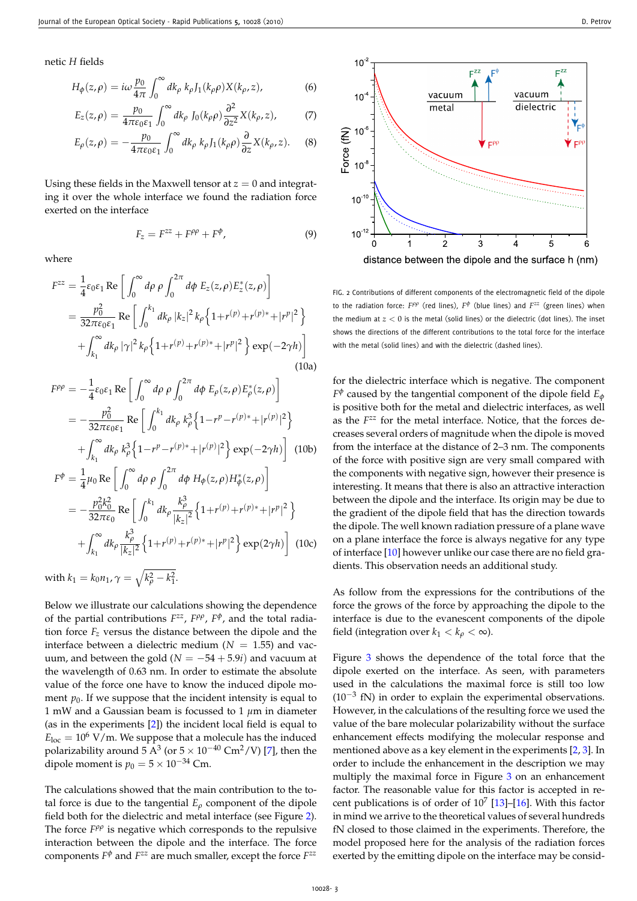netic $H$ fields

$$H_\phi(z,\rho) = i\omega \frac{p_0}{4\pi}\int_0^\infty dk_\rho\, k_\rho J_1(k_\rho \rho) X(k_\rho, z), \tag{6}$$

$$E_z(z,\rho) = \frac{p_0}{4\pi\varepsilon_0\varepsilon_1}\int_0^\infty dk_\rho\, J_0(k_\rho \rho)\frac{\partial^2}{\partial z^2} X(k_\rho, z), \tag{7}$$

$$E_\rho(z,\rho) = -\frac{p_0}{4\pi\varepsilon_0\varepsilon_1}\int_0^\infty dk_\rho\, k_\rho J_1(k_\rho \rho)\frac{\partial}{\partial z} X(k_\rho, z). \tag{8}$$

Using these fields in the Maxwell tensor at $z=0$ and integrating it over the whole interface we found the radiation force exerted on the interface

$$F_z = F^{zz} + F^{\rho\rho} + F^{\phi}, \tag{9}$$

where

$$\begin{aligned} F^{zz} &= \frac{1}{4}\varepsilon_0\varepsilon_1 \,\mathrm{Re}\left[\int_0^\infty d\rho\, \rho \int_0^{2\pi} d\phi\, E_z(z,\rho)E_z^*(z,\rho)\right] \\ &= \frac{p_0^2}{32\pi\varepsilon_0\varepsilon_1}\,\mathrm{Re}\left[\int_0^{k_1} dk_\rho\, |k_z|^2 k_\rho\left\{1+r^{(p)}+r^{(p)*}+|r^p|^2\right\}\right. \\ &\quad \left. + \int_{k_1}^\infty dk_\rho\, |\gamma|^2 k_\rho \left\{1+r^{(p)}+r^{(p)*}+|r^p|^2\right\}\exp(-2\gamma h)\right] \end{aligned} \tag{10a}$$

$$\begin{aligned} F^{\rho\rho} &= -\frac{1}{4}\varepsilon_0\varepsilon_1 \,\mathrm{Re}\left[\int_0^\infty d\rho\, \rho \int_0^{2\pi} d\phi\, E_\rho(z,\rho)E_\rho^*(z,\rho)\right] \\ &= -\frac{p_0^2}{32\pi\varepsilon_0\varepsilon_1}\,\mathrm{Re}\left[\int_0^{k_1} dk_\rho\, k_\rho^3\left\{1-r^p-r^{(p)*}+|r^{(p)}|^2\right\}\right. \\ &\quad \left. + \int_{k_1}^\infty dk_\rho\, k_\rho^3 \left\{1-r^p-r^{(p)*}+|r^{(p)}|^2\right\}\exp(-2\gamma h)\right] \end{aligned} \tag{10b}$$

$$\begin{aligned} F^{\phi} &= \frac{1}{4}\mu_0 \,\mathrm{Re}\left[\int_0^\infty d\rho\, \rho \int_0^{2\pi} d\phi\, H_\phi(z,\rho)H_\phi^*(z,\rho)\right] \\ &= -\frac{p_0^2 k_0^2}{32\pi\varepsilon_0}\,\mathrm{Re}\left[\int_0^{k_1} dk_\rho\, \frac{k_\rho^3}{|k_z|^2}\left\{1+r^{(p)}+r^{(p)*}+|r^p|^2\right\}\right. \\ &\quad \left. + \int_{k_1}^\infty dk_\rho\, \frac{k_\rho^3}{|k_z|^2} \left\{1+r^{(p)}+r^{(p)*}+|r^p|^2\right\}\exp(2\gamma h)\right] \end{aligned} \tag{10c}$$

with $k_1 = k_0 n_1$, $\gamma = \sqrt{k_\rho^2 - k_1^2}$.

Below we illustrate our calculations showing the dependence of the partial contributions $F^{zz}$, $F^{\rho\rho}$, $F^{\phi}$, and the total radiation force $F_z$ versus the distance between the dipole and the interface between a dielectric medium ($N = 1.55$) and vacuum, and between the gold ($N = -54 + 5.9i$) and vacuum at the wavelength of 0.63 nm. In order to estimate the absolute value of the force one have to know the induced dipole moment $p_0$. If we suppose that the incident intensity is equal to 1 mW and a Gaussian beam is focussed to 1 $\mu$m in diameter (as in the experiments [2]) the incident local field is equal to $E_{\rm loc} = 10^6$ V/m. We suppose that a molecule has the induced polarizability around 5 A$^3$ (or $5\times 10^{-40}$ Cm$^2$/V) [7], then the dipole moment is $p_0 = 5\times 10^{-34}$ Cm.

The calculations showed that the main contribution to the total force is due to the tangential $E_\rho$ component of the dipole field both for the dielectric and metal interface (see Figure 2). The force $F^{\rho\rho}$ is negative which corresponds to the repulsive interaction between the dipole and the interface. The force components $F^{\phi}$ and $F^{zz}$ are much smaller, except the force $F^{zz}$ for the dielectric interface which is negative. The component $F^{\phi}$ caused by the tangential component of the dipole field $E_\phi$ is positive both for the metal and dielectric interfaces, as well as the $F^{zz}$ for the metal interface. Notice, that the forces decreases several orders of magnitude when the dipole is moved from the interface at the distance of 2–3 nm. The components of the force with positive sign are very small compared with the components with negative sign, however their presence is interesting. It means that there is also an attractive interaction between the dipole and the interface. Its origin may be due to the gradient of the dipole field that has the direction towards the dipole. The well known radiation pressure of a plane wave on a plane interface the force is always negative for any type of interface [10] however unlike our case there are no field gradients. This observation needs an additional study.

As follow from the expressions for the contributions of the force the grows of the force by approaching the dipole to the interface is due to the evanescent components of the dipole field (integration over $k_1 < k_\rho < \infty$).

Figure 3 shows the dependence of the total force that the dipole exerted on the interface. As seen, with parameters used in the calculations the maximal force is still too low ($10^{-3}$ fN) in order to explain the experimental observations. However, in the calculations of the resulting force we used the value of the bare molecular polarizability without the surface enhancement effects modifying the molecular response and mentioned above as a key element in the experiments [2, 3]. In order to include the enhancement in the description we may multiply the maximal force in Figure 3 on an enhancement factor. The reasonable value for this factor is accepted in recent publications is of order of $10^7$ [13]–[16]. With this factor in mind we arrive to the theoretical values of several hundreds fN closed to those claimed in the experiments. Therefore, the model proposed here for the analysis of the radiation forces exerted by the emitting dipole on the interface may be consid-

Force (fN)
$10^{-2}$
$10^{-4}$
$10^{-6}$
$10^{-8}$
$10^{-10}$
$10^{-12}$
0 1 2 3 4 5 6
distance between the dipole and the surface h (nm)
vacuum
metal
vacuum
dielectric
$F^{zz}$ $F^{\phi}$ $F^{\rho\rho}$
$F^{zz}$ $F^{\phi}$ $F^{\rho\rho}$

FIG. 2 Contributions of different components of the electromagnetic field of the dipole to the radiation force: $F^{\rho\rho}$ (red lines), $F^{\phi}$ (blue lines) and $F^{zz}$ (green lines) when the medium at $z<0$ is the metal (solid lines) or the dielectric (dot lines). The inset shows the directions of the different contributions to the total force for the interface with the metal (solid lines) and with the dielectric (dashed lines).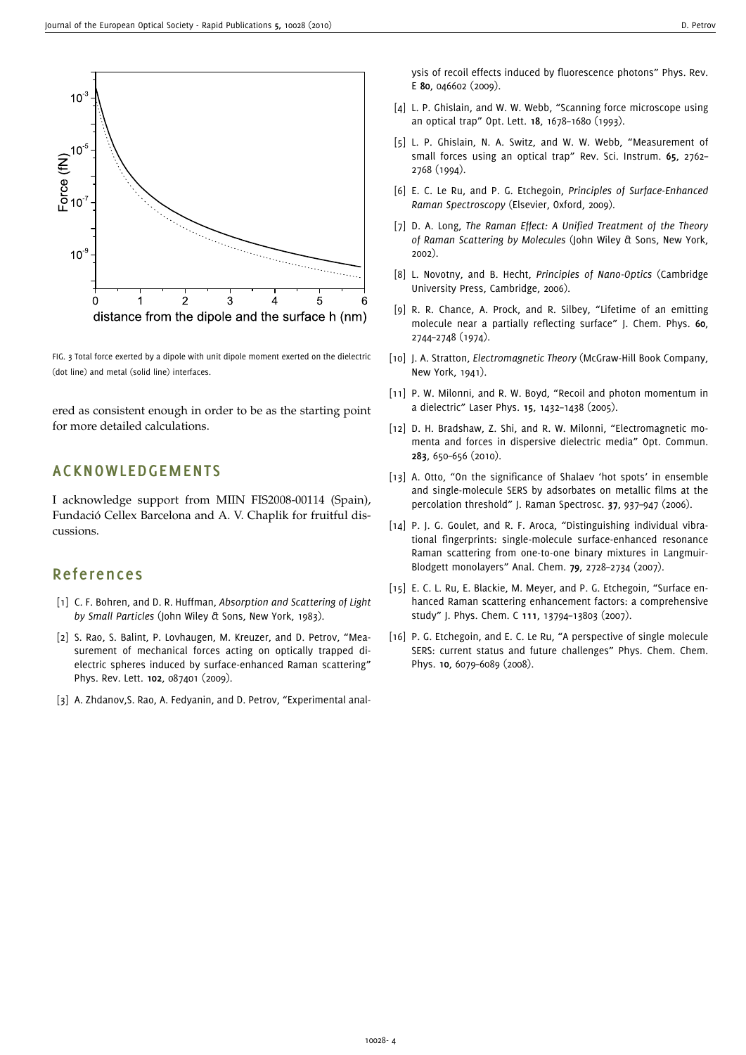Force (fN)

$10^{-3}$

$10^{-5}$

$10^{-7}$

$10^{-9}$

0 1 2 3 4 5 6

distance from the dipole and the surface h (nm)

FIG. 3 Total force exerted by a dipole with unit dipole moment exerted on the dielectric (dot line) and metal (solid line) interfaces.

ered as consistent enough in order to be as the starting point for more detailed calculations.

## ACKNOWLEDGEMENTS

I acknowledge support from MIIN FIS2008-00114 (Spain), Fundació Cellex Barcelona and A. V. Chaplik for fruitful discussions.

## References

[1] C. F. Bohren, and D. R. Huffman, *Absorption and Scattering of Light by Small Particles* (John Wiley & Sons, New York, 1983).

[2] S. Rao, S. Balint, P. Lovhaugen, M. Kreuzer, and D. Petrov, "Measurement of mechanical forces acting on optically trapped dielectric spheres induced by surface-enhanced Raman scattering" Phys. Rev. Lett. **102**, 087401 (2009).

[3] A. Zhdanov,S. Rao, A. Fedyanin, and D. Petrov, "Experimental analysis of recoil effects induced by fluorescence photons" Phys. Rev. E **80**, 046602 (2009).

[4] L. P. Ghislain, and W. W. Webb, "Scanning force microscope using an optical trap" Opt. Lett. **18**, 1678–1680 (1993).

[5] L. P. Ghislain, N. A. Switz, and W. W. Webb, "Measurement of small forces using an optical trap" Rev. Sci. Instrum. **65**, 2762–2768 (1994).

[6] E. C. Le Ru, and P. G. Etchegoin, *Principles of Surface-Enhanced Raman Spectroscopy* (Elsevier, Oxford, 2009).

[7] D. A. Long, *The Raman Effect: A Unified Treatment of the Theory of Raman Scattering by Molecules* (John Wiley & Sons, New York, 2002).

[8] L. Novotny, and B. Hecht, *Principles of Nano-Optics* (Cambridge University Press, Cambridge, 2006).

[9] R. R. Chance, A. Prock, and R. Silbey, "Lifetime of an emitting molecule near a partially reflecting surface" J. Chem. Phys. **60**, 2744–2748 (1974).

[10] J. A. Stratton, *Electromagnetic Theory* (McGraw-Hill Book Company, New York, 1941).

[11] P. W. Milonni, and R. W. Boyd, "Recoil and photon momentum in a dielectric" Laser Phys. **15**, 1432–1438 (2005).

[12] D. H. Bradshaw, Z. Shi, and R. W. Milonni, "Electromagnetic momenta and forces in dispersive dielectric media" Opt. Commun. **283**, 650–656 (2010).

[13] A. Otto, "On the significance of Shalaev 'hot spots' in ensemble and single-molecule SERS by adsorbates on metallic films at the percolation threshold" J. Raman Spectrosc. **37**, 937–947 (2006).

[14] P. J. G. Goulet, and R. F. Aroca, "Distinguishing individual vibrational fingerprints: single-molecule surface-enhanced resonance Raman scattering from one-to-one binary mixtures in Langmuir-Blodgett monolayers" Anal. Chem. **79**, 2728–2734 (2007).

[15] E. C. L. Ru, E. Blackie, M. Meyer, and P. G. Etchegoin, "Surface enhanced Raman scattering enhancement factors: a comprehensive study" J. Phys. Chem. C **111**, 13794–13803 (2007).

[16] P. G. Etchegoin, and E. C. Le Ru, "A perspective of single molecule SERS: current status and future challenges" Phys. Chem. Chem. Phys. **10**, 6079–6089 (2008).